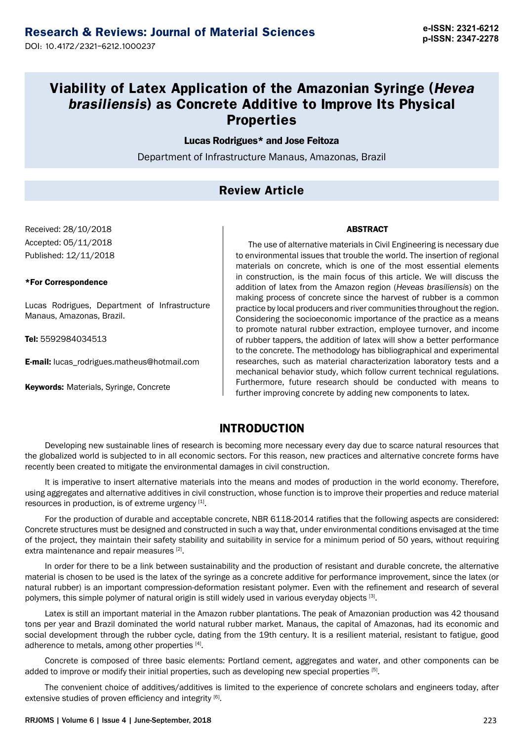# Viability of Latex Application of the Amazonian Syringe (*Hevea brasiliensis*) as Concrete Additive to Improve Its Physical Properties

**Lucas Rodrigues* and Jose Feitoza**

Department of Infrastructure Manaus, Amazonas, Brazil

## Review Article

Received: 28/10/2018

Accepted: 05/11/2018

Published: 12/11/2018

***For Correspondence**

Lucas Rodrigues, Department of Infrastructure Manaus, Amazonas, Brazil.

**Tel:** 5592984034513

**E-mail:** lucas_rodrigues.matheus@hotmail.com

**Keywords:** Materials, Syringe, Concrete

### ABSTRACT

The use of alternative materials in Civil Engineering is necessary due to environmental issues that trouble the world. The insertion of regional materials on concrete, which is one of the most essential elements in construction, is the main focus of this article. We will discuss the addition of latex from the Amazon region (*Heveas brasiliensis*) on the making process of concrete since the harvest of rubber is a common practice by local producers and river communities throughout the region. Considering the socioeconomic importance of the practice as a means to promote natural rubber extraction, employee turnover, and income of rubber tappers, the addition of latex will show a better performance to the concrete. The methodology has bibliographical and experimental researches, such as material characterization laboratory tests and a mechanical behavior study, which follow current technical regulations. Furthermore, future research should be conducted with means to further improving concrete by adding new components to latex.

## INTRODUCTION

Developing new sustainable lines of research is becoming more necessary every day due to scarce natural resources that the globalized world is subjected to in all economic sectors. For this reason, new practices and alternative concrete forms have recently been created to mitigate the environmental damages in civil construction.

It is imperative to insert alternative materials into the means and modes of production in the world economy. Therefore, using aggregates and alternative additives in civil construction, whose function is to improve their properties and reduce material resources in production, is of extreme urgency [1].

For the production of durable and acceptable concrete, NBR 6118-2014 ratifies that the following aspects are considered: Concrete structures must be designed and constructed in such a way that, under environmental conditions envisaged at the time of the project, they maintain their safety stability and suitability in service for a minimum period of 50 years, without requiring extra maintenance and repair measures [2].

In order for there to be a link between sustainability and the production of resistant and durable concrete, the alternative material is chosen to be used is the latex of the syringe as a concrete additive for performance improvement, since the latex (or natural rubber) is an important compression-deformation resistant polymer. Even with the refinement and research of several polymers, this simple polymer of natural origin is still widely used in various everyday objects [3].

Latex is still an important material in the Amazon rubber plantations. The peak of Amazonian production was 42 thousand tons per year and Brazil dominated the world natural rubber market. Manaus, the capital of Amazonas, had its economic and social development through the rubber cycle, dating from the 19th century. It is a resilient material, resistant to fatigue, good adherence to metals, among other properties [4].

Concrete is composed of three basic elements: Portland cement, aggregates and water, and other components can be added to improve or modify their initial properties, such as developing new special properties [5].

The convenient choice of additives/additives is limited to the experience of concrete scholars and engineers today, after extensive studies of proven efficiency and integrity [6].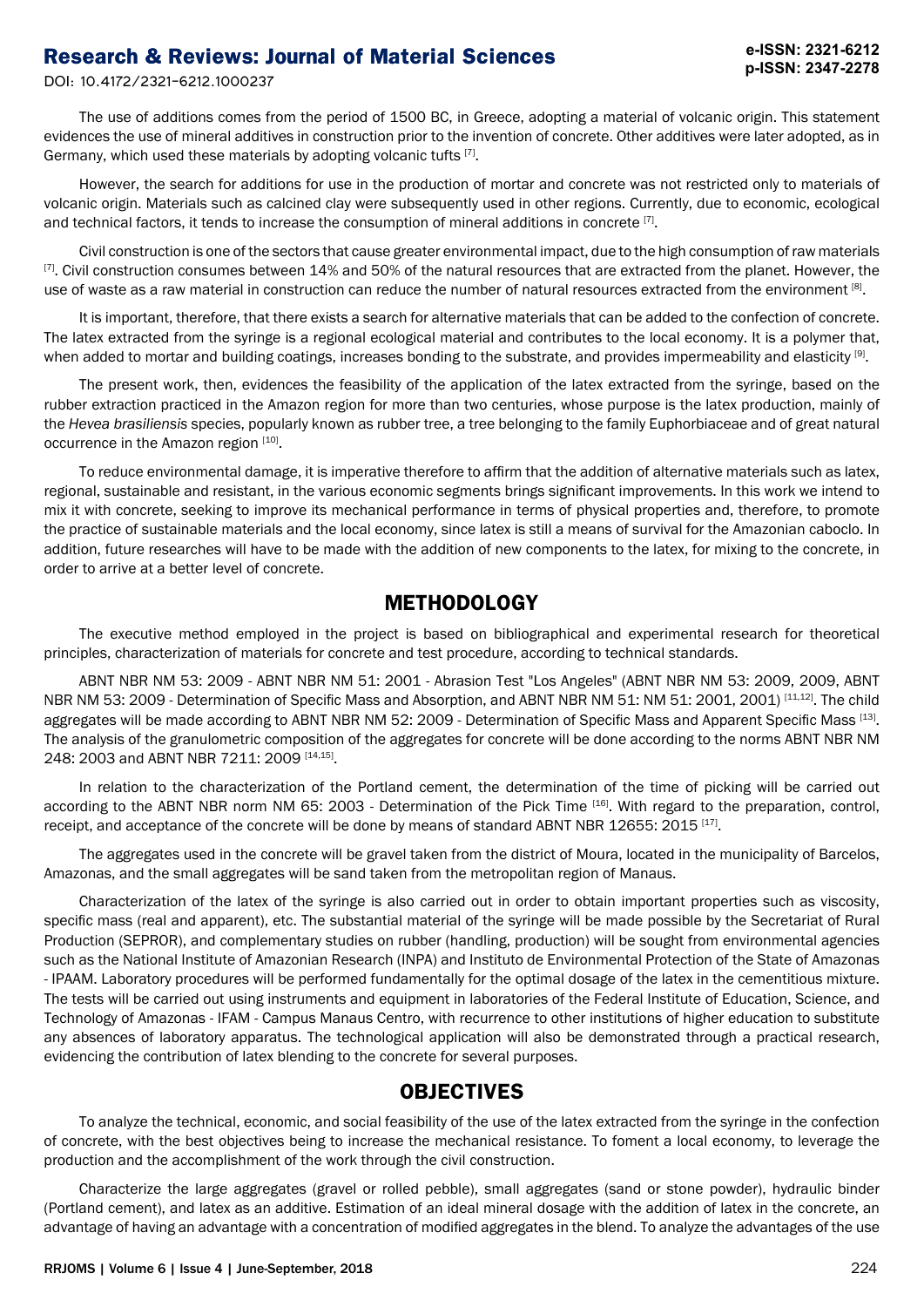The use of additions comes from the period of 1500 BC, in Greece, adopting a material of volcanic origin. This statement evidences the use of mineral additives in construction prior to the invention of concrete. Other additives were later adopted, as in Germany, which used these materials by adopting volcanic tufts [7].

However, the search for additions for use in the production of mortar and concrete was not restricted only to materials of volcanic origin. Materials such as calcined clay were subsequently used in other regions. Currently, due to economic, ecological and technical factors, it tends to increase the consumption of mineral additions in concrete [7].

Civil construction is one of the sectors that cause greater environmental impact, due to the high consumption of raw materials [7]. Civil construction consumes between 14% and 50% of the natural resources that are extracted from the planet. However, the use of waste as a raw material in construction can reduce the number of natural resources extracted from the environment [8].

It is important, therefore, that there exists a search for alternative materials that can be added to the confection of concrete. The latex extracted from the syringe is a regional ecological material and contributes to the local economy. It is a polymer that, when added to mortar and building coatings, increases bonding to the substrate, and provides impermeability and elasticity [9].

The present work, then, evidences the feasibility of the application of the latex extracted from the syringe, based on the rubber extraction practiced in the Amazon region for more than two centuries, whose purpose is the latex production, mainly of the *Hevea brasiliensis* species, popularly known as rubber tree, a tree belonging to the family Euphorbiaceae and of great natural occurrence in the Amazon region [10].

To reduce environmental damage, it is imperative therefore to affirm that the addition of alternative materials such as latex, regional, sustainable and resistant, in the various economic segments brings significant improvements. In this work we intend to mix it with concrete, seeking to improve its mechanical performance in terms of physical properties and, therefore, to promote the practice of sustainable materials and the local economy, since latex is still a means of survival for the Amazonian caboclo. In addition, future researches will have to be made with the addition of new components to the latex, for mixing to the concrete, in order to arrive at a better level of concrete.

## METHODOLOGY

The executive method employed in the project is based on bibliographical and experimental research for theoretical principles, characterization of materials for concrete and test procedure, according to technical standards.

ABNT NBR NM 53: 2009 - ABNT NBR NM 51: 2001 - Abrasion Test "Los Angeles" (ABNT NBR NM 53: 2009, 2009, ABNT NBR NM 53: 2009 - Determination of Specific Mass and Absorption, and ABNT NBR NM 51: NM 51: 2001, 2001) [11,12]. The child aggregates will be made according to ABNT NBR NM 52: 2009 - Determination of Specific Mass and Apparent Specific Mass [13]. The analysis of the granulometric composition of the aggregates for concrete will be done according to the norms ABNT NBR NM 248: 2003 and ABNT NBR 7211: 2009 [14,15].

In relation to the characterization of the Portland cement, the determination of the time of picking will be carried out according to the ABNT NBR norm NM 65: 2003 - Determination of the Pick Time [16]. With regard to the preparation, control, receipt, and acceptance of the concrete will be done by means of standard ABNT NBR 12655: 2015 [17].

The aggregates used in the concrete will be gravel taken from the district of Moura, located in the municipality of Barcelos, Amazonas, and the small aggregates will be sand taken from the metropolitan region of Manaus.

Characterization of the latex of the syringe is also carried out in order to obtain important properties such as viscosity, specific mass (real and apparent), etc. The substantial material of the syringe will be made possible by the Secretariat of Rural Production (SEPROR), and complementary studies on rubber (handling, production) will be sought from environmental agencies such as the National Institute of Amazonian Research (INPA) and Instituto de Environmental Protection of the State of Amazonas - IPAAM. Laboratory procedures will be performed fundamentally for the optimal dosage of the latex in the cementitious mixture. The tests will be carried out using instruments and equipment in laboratories of the Federal Institute of Education, Science, and Technology of Amazonas - IFAM - Campus Manaus Centro, with recurrence to other institutions of higher education to substitute any absences of laboratory apparatus. The technological application will also be demonstrated through a practical research, evidencing the contribution of latex blending to the concrete for several purposes.

## OBJECTIVES

To analyze the technical, economic, and social feasibility of the use of the latex extracted from the syringe in the confection of concrete, with the best objectives being to increase the mechanical resistance. To foment a local economy, to leverage the production and the accomplishment of the work through the civil construction.

Characterize the large aggregates (gravel or rolled pebble), small aggregates (sand or stone powder), hydraulic binder (Portland cement), and latex as an additive. Estimation of an ideal mineral dosage with the addition of latex in the concrete, an advantage of having an advantage with a concentration of modified aggregates in the blend. To analyze the advantages of the use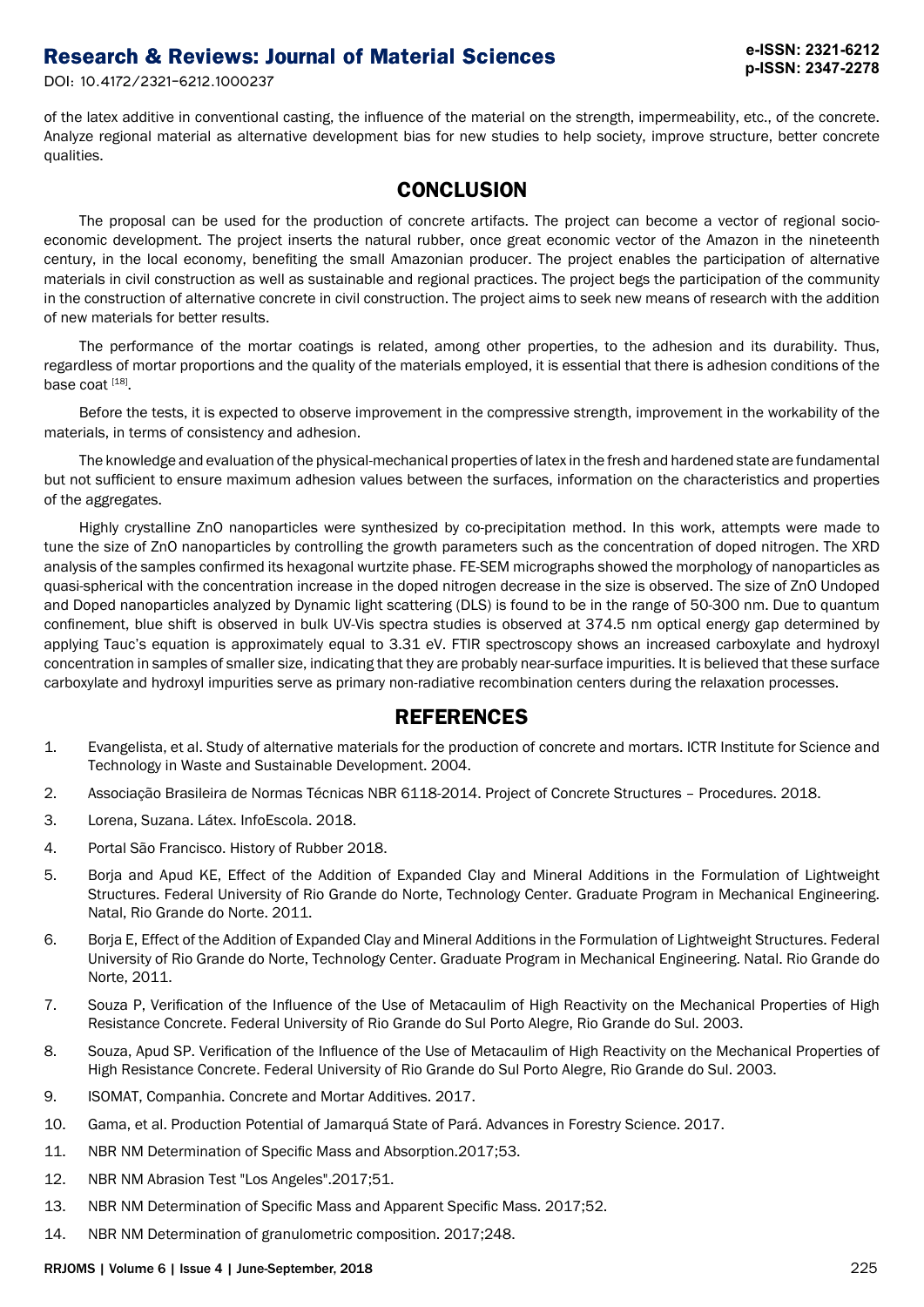of the latex additive in conventional casting, the influence of the material on the strength, impermeability, etc., of the concrete. Analyze regional material as alternative development bias for new studies to help society, improve structure, better concrete qualities.

## CONCLUSION

The proposal can be used for the production of concrete artifacts. The project can become a vector of regional socio-economic development. The project inserts the natural rubber, once great economic vector of the Amazon in the nineteenth century, in the local economy, benefiting the small Amazonian producer. The project enables the participation of alternative materials in civil construction as well as sustainable and regional practices. The project begs the participation of the community in the construction of alternative concrete in civil construction. The project aims to seek new means of research with the addition of new materials for better results.

The performance of the mortar coatings is related, among other properties, to the adhesion and its durability. Thus, regardless of mortar proportions and the quality of the materials employed, it is essential that there is adhesion conditions of the base coat [18].

Before the tests, it is expected to observe improvement in the compressive strength, improvement in the workability of the materials, in terms of consistency and adhesion.

The knowledge and evaluation of the physical-mechanical properties of latex in the fresh and hardened state are fundamental but not sufficient to ensure maximum adhesion values between the surfaces, information on the characteristics and properties of the aggregates.

Highly crystalline ZnO nanoparticles were synthesized by co-precipitation method. In this work, attempts were made to tune the size of ZnO nanoparticles by controlling the growth parameters such as the concentration of doped nitrogen. The XRD analysis of the samples confirmed its hexagonal wurtzite phase. FE-SEM micrographs showed the morphology of nanoparticles as quasi-spherical with the concentration increase in the doped nitrogen decrease in the size is observed. The size of ZnO Undoped and Doped nanoparticles analyzed by Dynamic light scattering (DLS) is found to be in the range of 50-300 nm. Due to quantum confinement, blue shift is observed in bulk UV-Vis spectra studies is observed at 374.5 nm optical energy gap determined by applying Tauc's equation is approximately equal to 3.31 eV. FTIR spectroscopy shows an increased carboxylate and hydroxyl concentration in samples of smaller size, indicating that they are probably near-surface impurities. It is believed that these surface carboxylate and hydroxyl impurities serve as primary non-radiative recombination centers during the relaxation processes.

## REFERENCES

1. Evangelista, et al. Study of alternative materials for the production of concrete and mortars. ICTR Institute for Science and Technology in Waste and Sustainable Development. 2004.
2. Associação Brasileira de Normas Técnicas NBR 6118-2014. Project of Concrete Structures – Procedures. 2018.
3. Lorena, Suzana. Látex. InfoEscola. 2018.
4. Portal São Francisco. History of Rubber 2018.
5. Borja and Apud KE, Effect of the Addition of Expanded Clay and Mineral Additions in the Formulation of Lightweight Structures. Federal University of Rio Grande do Norte, Technology Center. Graduate Program in Mechanical Engineering. Natal, Rio Grande do Norte. 2011.
6. Borja E, Effect of the Addition of Expanded Clay and Mineral Additions in the Formulation of Lightweight Structures. Federal University of Rio Grande do Norte, Technology Center. Graduate Program in Mechanical Engineering. Natal. Rio Grande do Norte, 2011.
7. Souza P, Verification of the Influence of the Use of Metacaulim of High Reactivity on the Mechanical Properties of High Resistance Concrete. Federal University of Rio Grande do Sul Porto Alegre, Rio Grande do Sul. 2003.
8. Souza, Apud SP. Verification of the Influence of the Use of Metacaulim of High Reactivity on the Mechanical Properties of High Resistance Concrete. Federal University of Rio Grande do Sul Porto Alegre, Rio Grande do Sul. 2003.
9. ISOMAT, Companhia. Concrete and Mortar Additives. 2017.
10. Gama, et al. Production Potential of Jamarquá State of Pará. Advances in Forestry Science. 2017.
11. NBR NM Determination of Specific Mass and Absorption.2017;53.
12. NBR NM Abrasion Test "Los Angeles".2017;51.
13. NBR NM Determination of Specific Mass and Apparent Specific Mass. 2017;52.
14. NBR NM Determination of granulometric composition. 2017;248.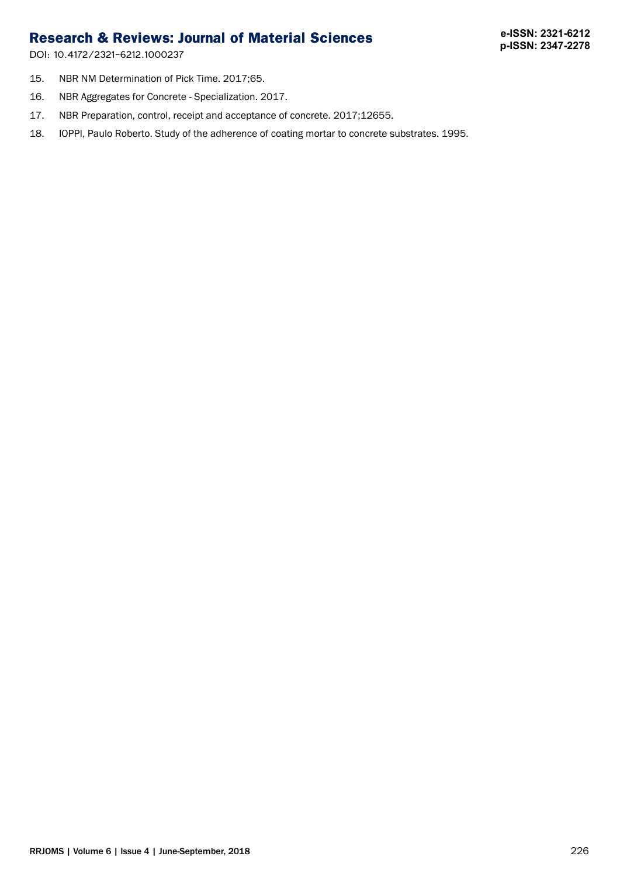15. NBR NM Determination of Pick Time. 2017;65.
16. NBR Aggregates for Concrete - Specialization. 2017.
17. NBR Preparation, control, receipt and acceptance of concrete. 2017;12655.
18. IOPPI, Paulo Roberto. Study of the adherence of coating mortar to concrete substrates. 1995.